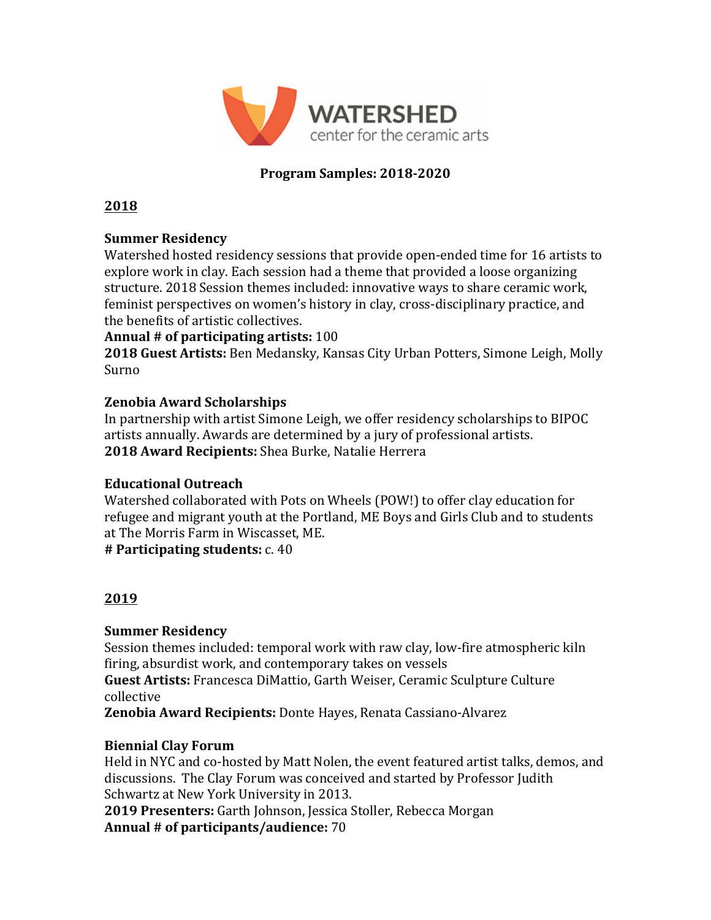**WATERSHED**
center for the ceramic arts

**Program Samples: 2018-2020**

## 2018

**Summer Residency**
Watershed hosted residency sessions that provide open-ended time for 16 artists to explore work in clay. Each session had a theme that provided a loose organizing structure. 2018 Session themes included: innovative ways to share ceramic work, feminist perspectives on women's history in clay, cross-disciplinary practice, and the benefits of artistic collectives.
**Annual # of participating artists:** 100
**2018 Guest Artists:** Ben Medansky, Kansas City Urban Potters, Simone Leigh, Molly Surno

**Zenobia Award Scholarships**
In partnership with artist Simone Leigh, we offer residency scholarships to BIPOC artists annually. Awards are determined by a jury of professional artists.
**2018 Award Recipients:** Shea Burke, Natalie Herrera

**Educational Outreach**
Watershed collaborated with Pots on Wheels (POW!) to offer clay education for refugee and migrant youth at the Portland, ME Boys and Girls Club and to students at The Morris Farm in Wiscasset, ME.
**# Participating students:** c. 40

## 2019

**Summer Residency**
Session themes included: temporal work with raw clay, low-fire atmospheric kiln firing, absurdist work, and contemporary takes on vessels
**Guest Artists:** Francesca DiMattio, Garth Weiser, Ceramic Sculpture Culture collective
**Zenobia Award Recipients:** Donte Hayes, Renata Cassiano-Alvarez

**Biennial Clay Forum**
Held in NYC and co-hosted by Matt Nolen, the event featured artist talks, demos, and discussions. The Clay Forum was conceived and started by Professor Judith Schwartz at New York University in 2013.
**2019 Presenters:** Garth Johnson, Jessica Stoller, Rebecca Morgan
**Annual # of participants/audience:** 70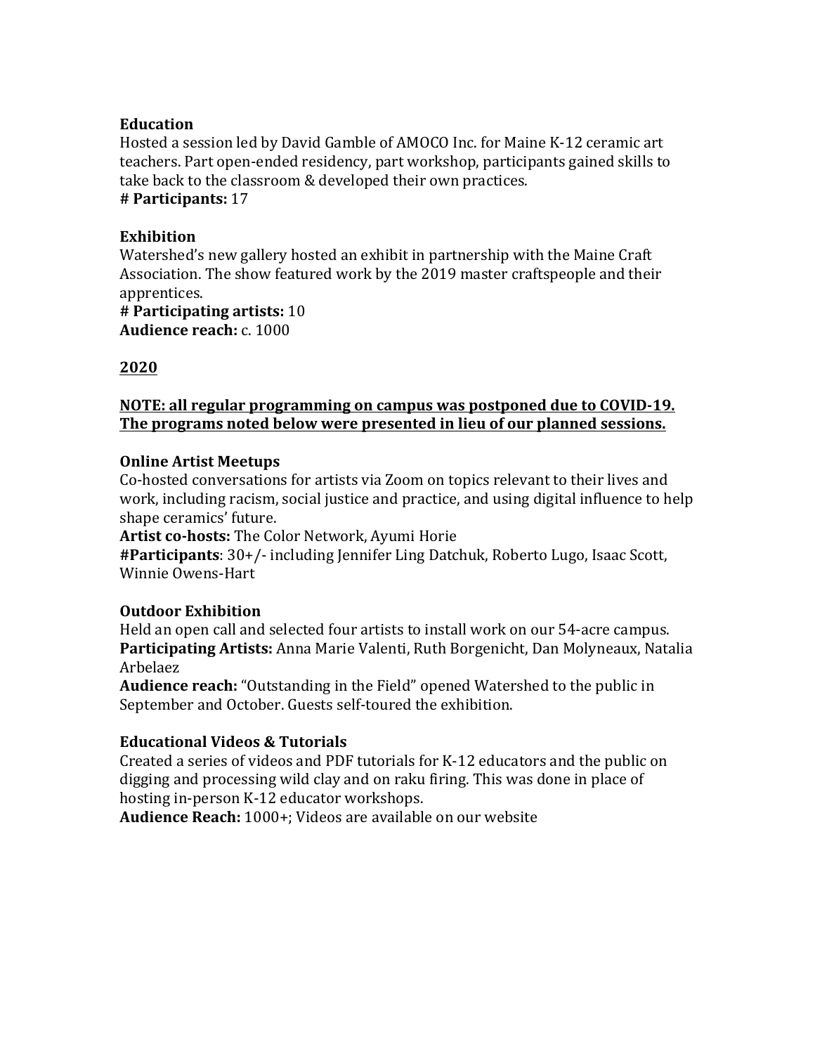**Education**
Hosted a session led by David Gamble of AMOCO Inc. for Maine K-12 ceramic art teachers. Part open-ended residency, part workshop, participants gained skills to take back to the classroom & developed their own practices.
**# Participants:** 17

**Exhibition**
Watershed's new gallery hosted an exhibit in partnership with the Maine Craft Association. The show featured work by the 2019 master craftspeople and their apprentices.
**# Participating artists:** 10
**Audience reach:** c. 1000

## 2020

**NOTE: all regular programming on campus was postponed due to COVID-19. The programs noted below were presented in lieu of our planned sessions.**

**Online Artist Meetups**
Co-hosted conversations for artists via Zoom on topics relevant to their lives and work, including racism, social justice and practice, and using digital influence to help shape ceramics' future.
**Artist co-hosts:** The Color Network, Ayumi Horie
**#Participants**: 30+/- including Jennifer Ling Datchuk, Roberto Lugo, Isaac Scott, Winnie Owens-Hart

**Outdoor Exhibition**
Held an open call and selected four artists to install work on our 54-acre campus.
**Participating Artists:** Anna Marie Valenti, Ruth Borgenicht, Dan Molyneaux, Natalia Arbelaez
**Audience reach:** "Outstanding in the Field" opened Watershed to the public in September and October. Guests self-toured the exhibition.

**Educational Videos & Tutorials**
Created a series of videos and PDF tutorials for K-12 educators and the public on digging and processing wild clay and on raku firing. This was done in place of hosting in-person K-12 educator workshops.
**Audience Reach:** 1000+; Videos are available on our website